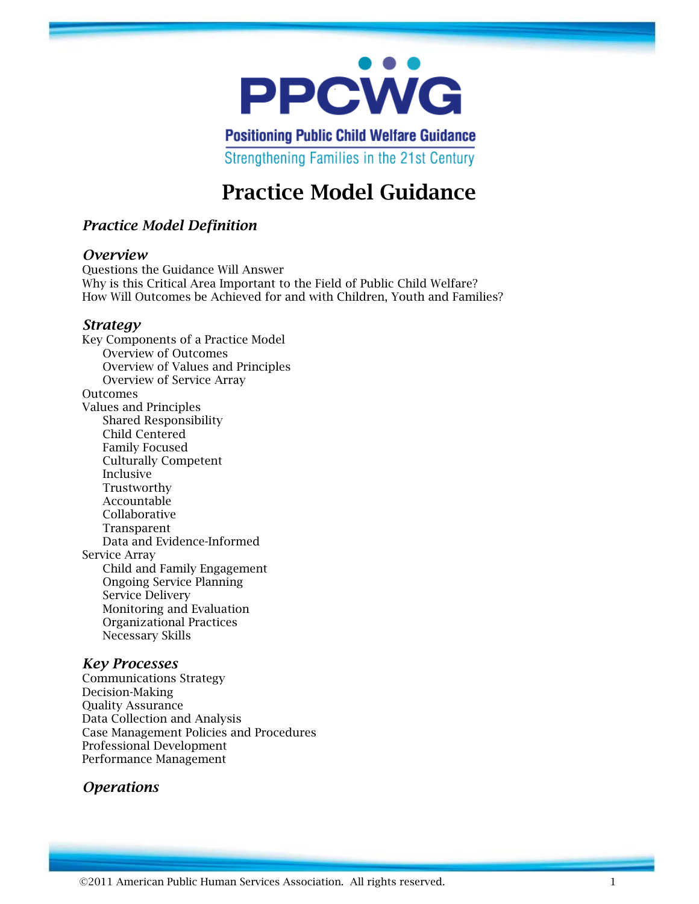PPCWG

Positioning Public Child Welfare Guidance

Strengthening Families in the 21st Century

# Practice Model Guidance

## *Practice Model Definition*

## *Overview*

Questions the Guidance Will Answer
Why is this Critical Area Important to the Field of Public Child Welfare?
How Will Outcomes be Achieved for and with Children, Youth and Families?

## *Strategy*

Key Components of a Practice Model
- Overview of Outcomes
- Overview of Values and Principles
- Overview of Service Array

Outcomes

Values and Principles
- Shared Responsibility
- Child Centered
- Family Focused
- Culturally Competent
- Inclusive
- Trustworthy
- Accountable
- Collaborative
- Transparent
- Data and Evidence-Informed

Service Array
- Child and Family Engagement
- Ongoing Service Planning
- Service Delivery
- Monitoring and Evaluation
- Organizational Practices
- Necessary Skills

## *Key Processes*

Communications Strategy
Decision-Making
Quality Assurance
Data Collection and Analysis
Case Management Policies and Procedures
Professional Development
Performance Management

## *Operations*

©2011 American Public Human Services Association. All rights reserved.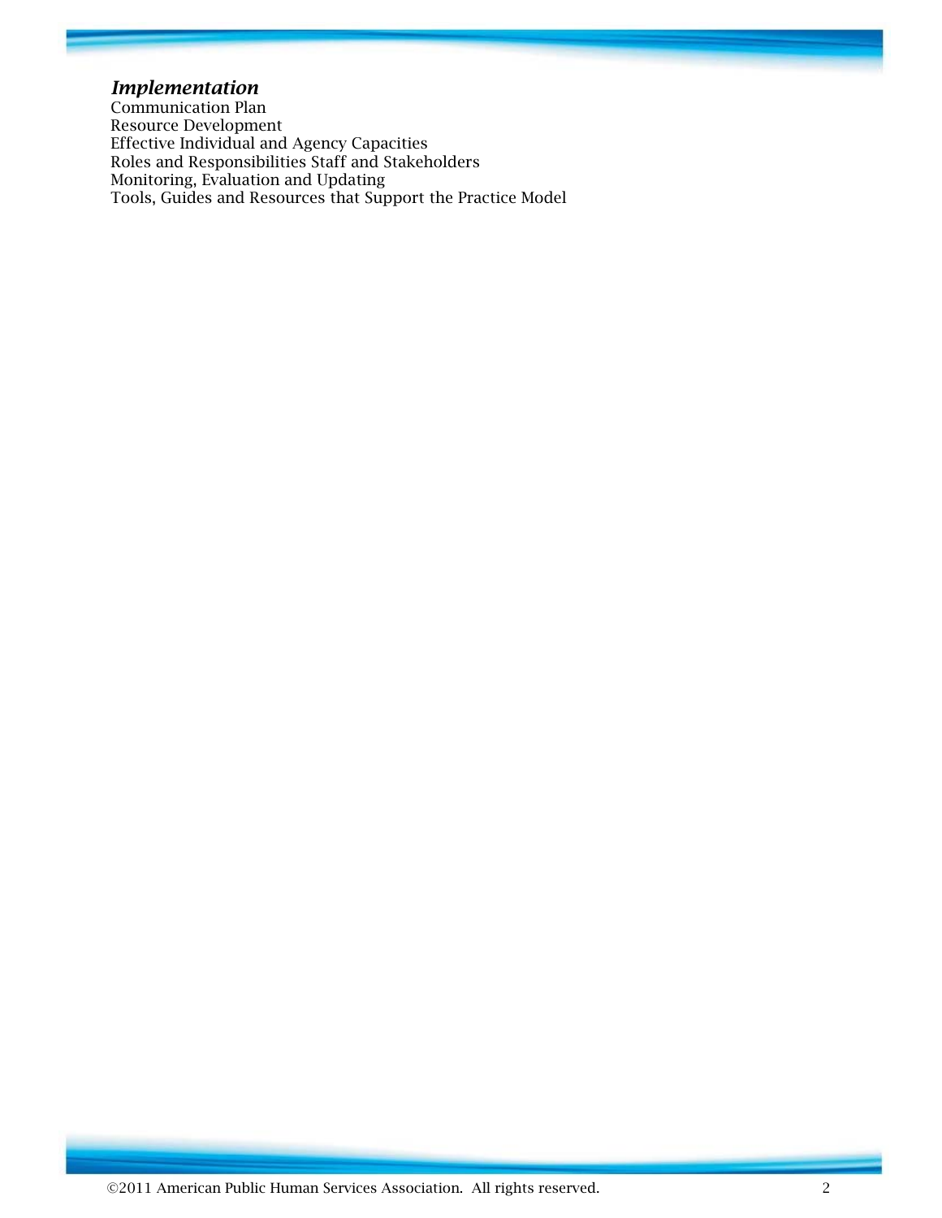***Implementation***

Communication Plan
Resource Development
Effective Individual and Agency Capacities
Roles and Responsibilities Staff and Stakeholders
Monitoring, Evaluation and Updating
Tools, Guides and Resources that Support the Practice Model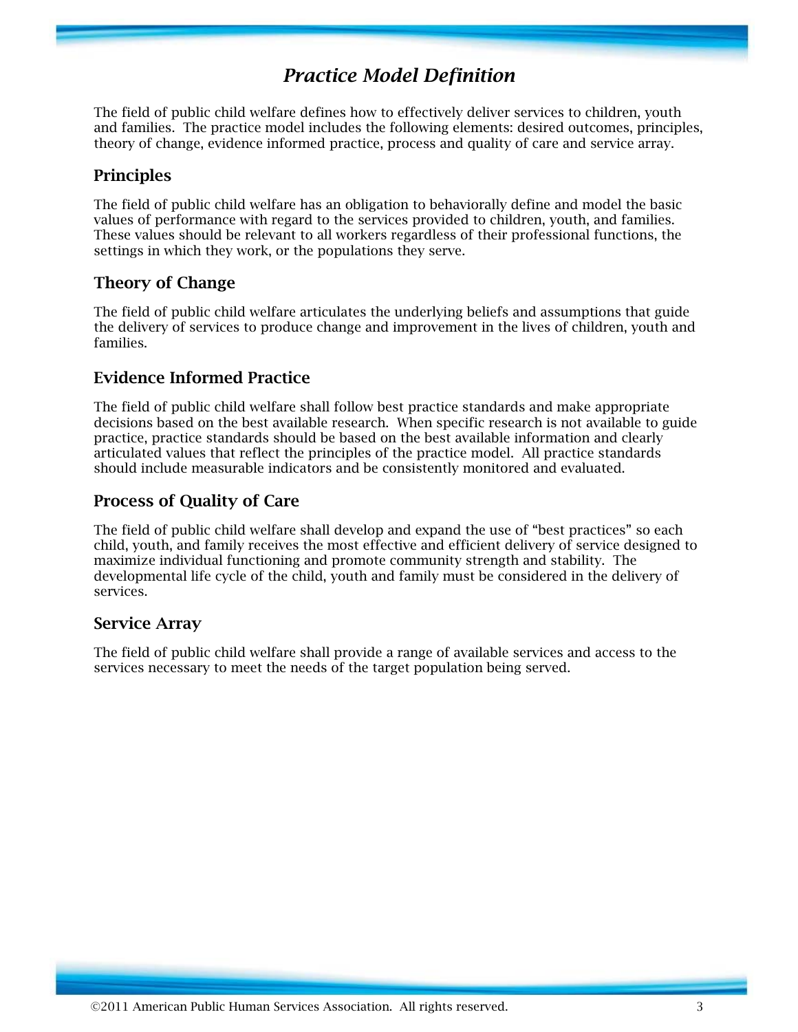# *Practice Model Definition*

The field of public child welfare defines how to effectively deliver services to children, youth and families. The practice model includes the following elements: desired outcomes, principles, theory of change, evidence informed practice, process and quality of care and service array.

## Principles

The field of public child welfare has an obligation to behaviorally define and model the basic values of performance with regard to the services provided to children, youth, and families. These values should be relevant to all workers regardless of their professional functions, the settings in which they work, or the populations they serve.

## Theory of Change

The field of public child welfare articulates the underlying beliefs and assumptions that guide the delivery of services to produce change and improvement in the lives of children, youth and families.

## Evidence Informed Practice

The field of public child welfare shall follow best practice standards and make appropriate decisions based on the best available research. When specific research is not available to guide practice, practice standards should be based on the best available information and clearly articulated values that reflect the principles of the practice model. All practice standards should include measurable indicators and be consistently monitored and evaluated.

## Process of Quality of Care

The field of public child welfare shall develop and expand the use of "best practices" so each child, youth, and family receives the most effective and efficient delivery of service designed to maximize individual functioning and promote community strength and stability. The developmental life cycle of the child, youth and family must be considered in the delivery of services.

## Service Array

The field of public child welfare shall provide a range of available services and access to the services necessary to meet the needs of the target population being served.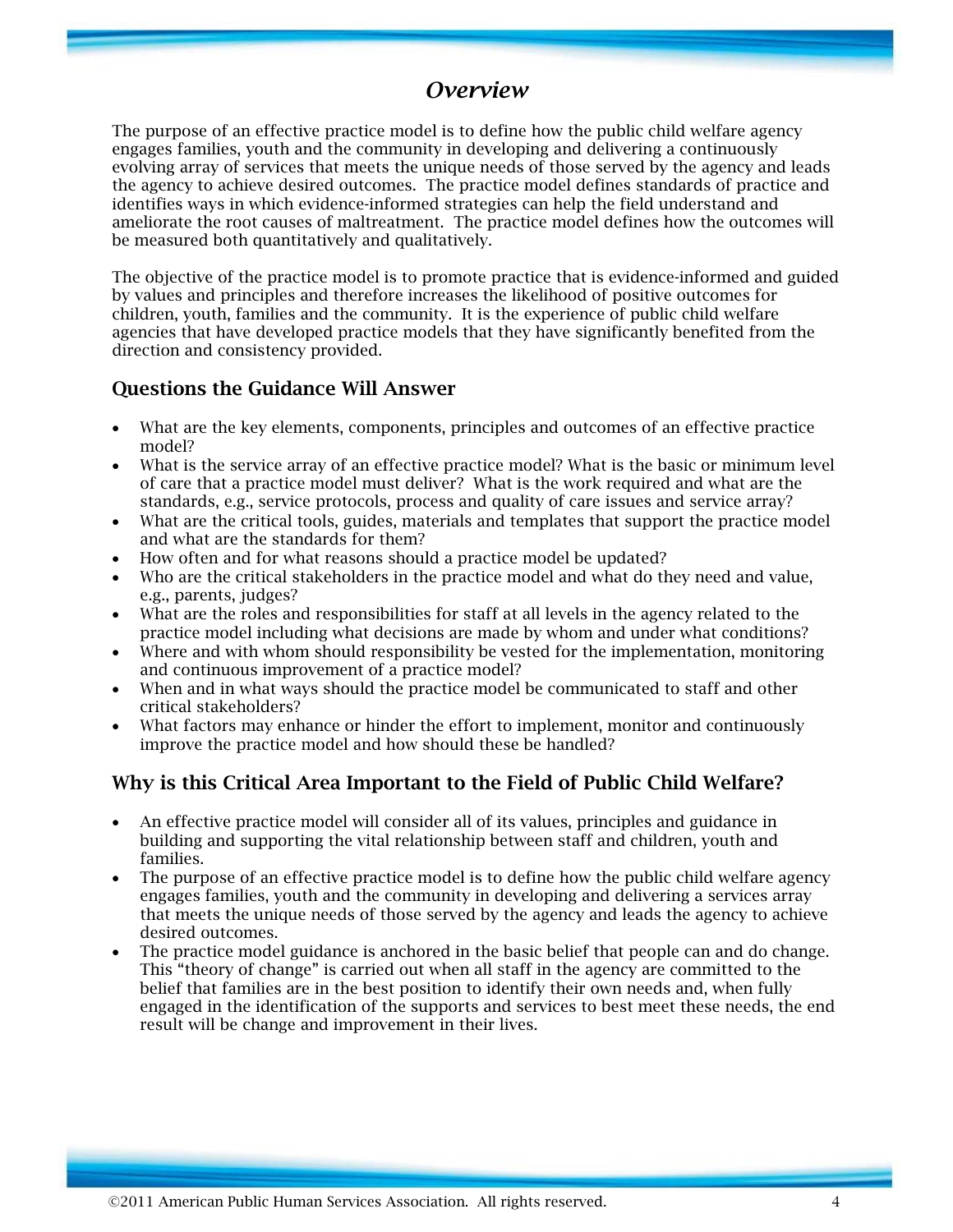# *Overview*

The purpose of an effective practice model is to define how the public child welfare agency engages families, youth and the community in developing and delivering a continuously evolving array of services that meets the unique needs of those served by the agency and leads the agency to achieve desired outcomes. The practice model defines standards of practice and identifies ways in which evidence-informed strategies can help the field understand and ameliorate the root causes of maltreatment. The practice model defines how the outcomes will be measured both quantitatively and qualitatively.

The objective of the practice model is to promote practice that is evidence-informed and guided by values and principles and therefore increases the likelihood of positive outcomes for children, youth, families and the community. It is the experience of public child welfare agencies that have developed practice models that they have significantly benefited from the direction and consistency provided.

## Questions the Guidance Will Answer

- What are the key elements, components, principles and outcomes of an effective practice model?
- What is the service array of an effective practice model? What is the basic or minimum level of care that a practice model must deliver? What is the work required and what are the standards, e.g., service protocols, process and quality of care issues and service array?
- What are the critical tools, guides, materials and templates that support the practice model and what are the standards for them?
- How often and for what reasons should a practice model be updated?
- Who are the critical stakeholders in the practice model and what do they need and value, e.g., parents, judges?
- What are the roles and responsibilities for staff at all levels in the agency related to the practice model including what decisions are made by whom and under what conditions?
- Where and with whom should responsibility be vested for the implementation, monitoring and continuous improvement of a practice model?
- When and in what ways should the practice model be communicated to staff and other critical stakeholders?
- What factors may enhance or hinder the effort to implement, monitor and continuously improve the practice model and how should these be handled?

## Why is this Critical Area Important to the Field of Public Child Welfare?

- An effective practice model will consider all of its values, principles and guidance in building and supporting the vital relationship between staff and children, youth and families.
- The purpose of an effective practice model is to define how the public child welfare agency engages families, youth and the community in developing and delivering a services array that meets the unique needs of those served by the agency and leads the agency to achieve desired outcomes.
- The practice model guidance is anchored in the basic belief that people can and do change. This "theory of change" is carried out when all staff in the agency are committed to the belief that families are in the best position to identify their own needs and, when fully engaged in the identification of the supports and services to best meet these needs, the end result will be change and improvement in their lives.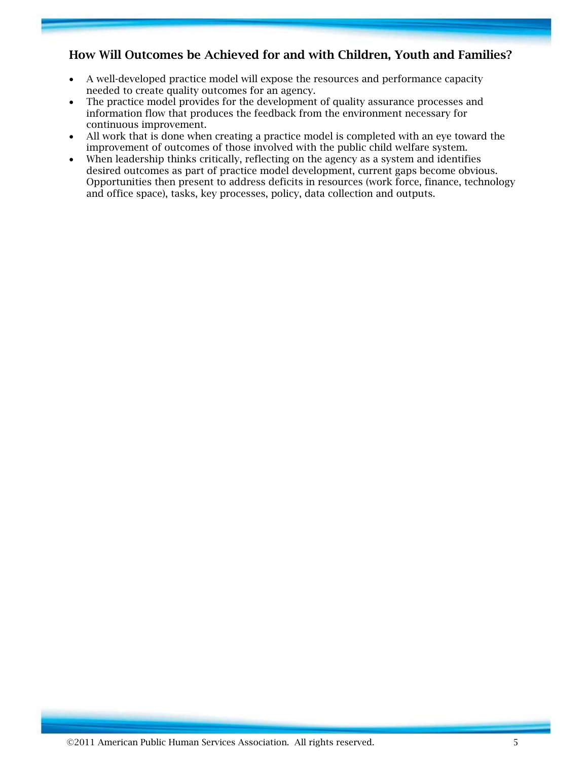## How Will Outcomes be Achieved for and with Children, Youth and Families?

- A well-developed practice model will expose the resources and performance capacity needed to create quality outcomes for an agency.
- The practice model provides for the development of quality assurance processes and information flow that produces the feedback from the environment necessary for continuous improvement.
- All work that is done when creating a practice model is completed with an eye toward the improvement of outcomes of those involved with the public child welfare system.
- When leadership thinks critically, reflecting on the agency as a system and identifies desired outcomes as part of practice model development, current gaps become obvious. Opportunities then present to address deficits in resources (work force, finance, technology and office space), tasks, key processes, policy, data collection and outputs.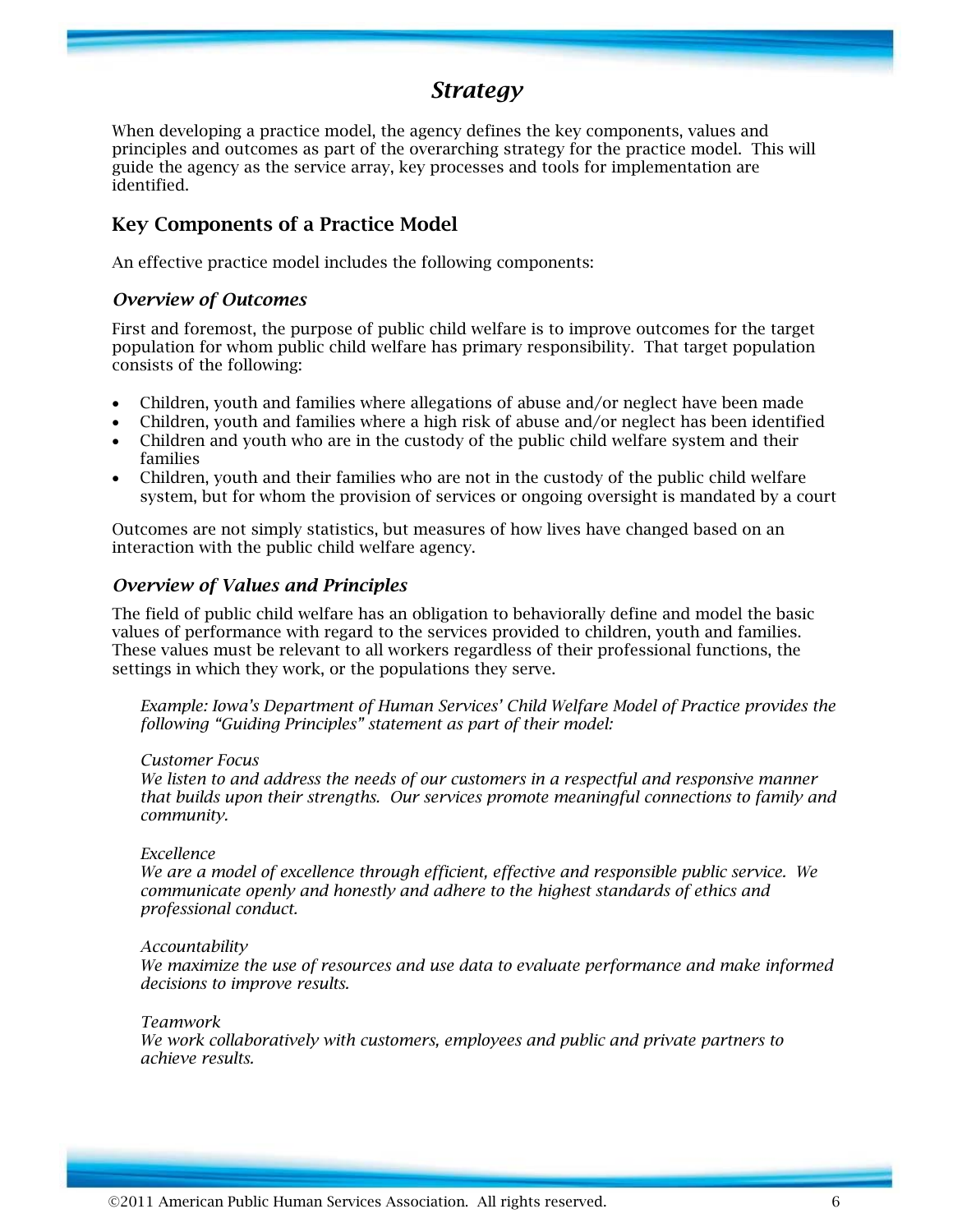# *Strategy*

When developing a practice model, the agency defines the key components, values and principles and outcomes as part of the overarching strategy for the practice model. This will guide the agency as the service array, key processes and tools for implementation are identified.

## Key Components of a Practice Model

An effective practice model includes the following components:

### *Overview of Outcomes*

First and foremost, the purpose of public child welfare is to improve outcomes for the target population for whom public child welfare has primary responsibility. That target population consists of the following:

- Children, youth and families where allegations of abuse and/or neglect have been made
- Children, youth and families where a high risk of abuse and/or neglect has been identified
- Children and youth who are in the custody of the public child welfare system and their families
- Children, youth and their families who are not in the custody of the public child welfare system, but for whom the provision of services or ongoing oversight is mandated by a court

Outcomes are not simply statistics, but measures of how lives have changed based on an interaction with the public child welfare agency.

### *Overview of Values and Principles*

The field of public child welfare has an obligation to behaviorally define and model the basic values of performance with regard to the services provided to children, youth and families. These values must be relevant to all workers regardless of their professional functions, the settings in which they work, or the populations they serve.

> *Example: Iowa's Department of Human Services' Child Welfare Model of Practice provides the following "Guiding Principles" statement as part of their model:*
>
> *Customer Focus*
> *We listen to and address the needs of our customers in a respectful and responsive manner that builds upon their strengths. Our services promote meaningful connections to family and community.*
>
> *Excellence*
> *We are a model of excellence through efficient, effective and responsible public service. We communicate openly and honestly and adhere to the highest standards of ethics and professional conduct.*
>
> *Accountability*
> *We maximize the use of resources and use data to evaluate performance and make informed decisions to improve results.*
>
> *Teamwork*
> *We work collaboratively with customers, employees and public and private partners to achieve results.*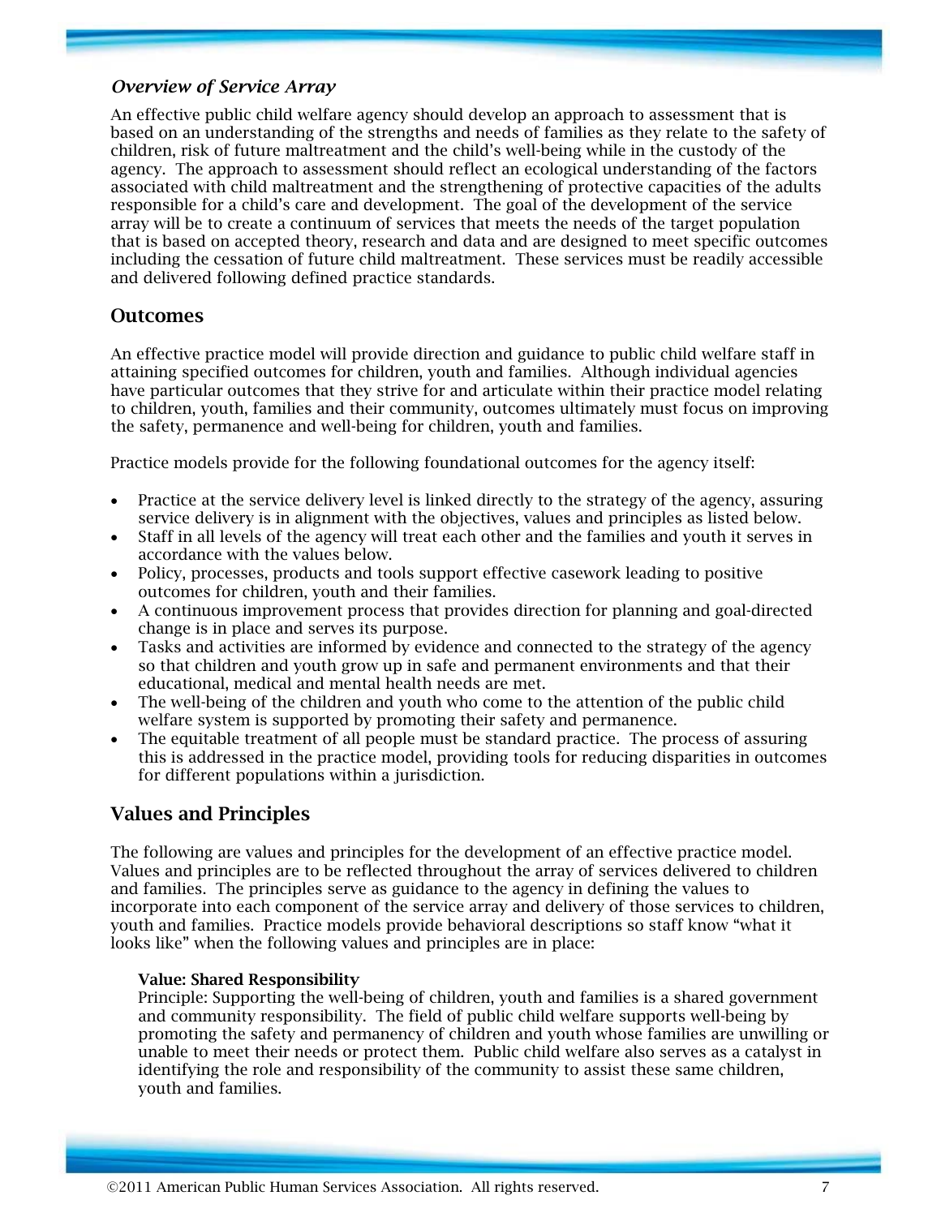### *Overview of Service Array*

An effective public child welfare agency should develop an approach to assessment that is based on an understanding of the strengths and needs of families as they relate to the safety of children, risk of future maltreatment and the child's well-being while in the custody of the agency. The approach to assessment should reflect an ecological understanding of the factors associated with child maltreatment and the strengthening of protective capacities of the adults responsible for a child's care and development. The goal of the development of the service array will be to create a continuum of services that meets the needs of the target population that is based on accepted theory, research and data and are designed to meet specific outcomes including the cessation of future child maltreatment. These services must be readily accessible and delivered following defined practice standards.

## Outcomes

An effective practice model will provide direction and guidance to public child welfare staff in attaining specified outcomes for children, youth and families. Although individual agencies have particular outcomes that they strive for and articulate within their practice model relating to children, youth, families and their community, outcomes ultimately must focus on improving the safety, permanence and well-being for children, youth and families.

Practice models provide for the following foundational outcomes for the agency itself:

- Practice at the service delivery level is linked directly to the strategy of the agency, assuring service delivery is in alignment with the objectives, values and principles as listed below.
- Staff in all levels of the agency will treat each other and the families and youth it serves in accordance with the values below.
- Policy, processes, products and tools support effective casework leading to positive outcomes for children, youth and their families.
- A continuous improvement process that provides direction for planning and goal-directed change is in place and serves its purpose.
- Tasks and activities are informed by evidence and connected to the strategy of the agency so that children and youth grow up in safe and permanent environments and that their educational, medical and mental health needs are met.
- The well-being of the children and youth who come to the attention of the public child welfare system is supported by promoting their safety and permanence.
- The equitable treatment of all people must be standard practice. The process of assuring this is addressed in the practice model, providing tools for reducing disparities in outcomes for different populations within a jurisdiction.

## Values and Principles

The following are values and principles for the development of an effective practice model. Values and principles are to be reflected throughout the array of services delivered to children and families. The principles serve as guidance to the agency in defining the values to incorporate into each component of the service array and delivery of those services to children, youth and families. Practice models provide behavioral descriptions so staff know "what it looks like" when the following values and principles are in place:

**Value: Shared Responsibility**
Principle: Supporting the well-being of children, youth and families is a shared government and community responsibility. The field of public child welfare supports well-being by promoting the safety and permanency of children and youth whose families are unwilling or unable to meet their needs or protect them. Public child welfare also serves as a catalyst in identifying the role and responsibility of the community to assist these same children, youth and families.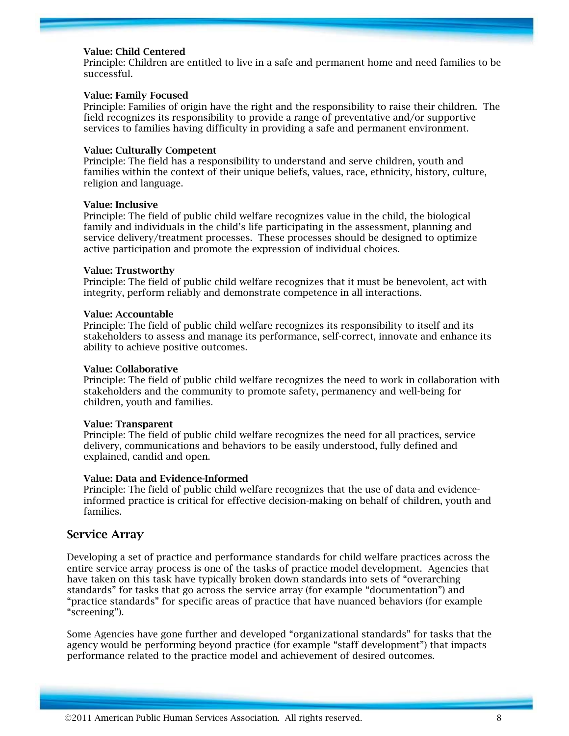**Value: Child Centered**
Principle: Children are entitled to live in a safe and permanent home and need families to be successful.

**Value: Family Focused**
Principle: Families of origin have the right and the responsibility to raise their children. The field recognizes its responsibility to provide a range of preventative and/or supportive services to families having difficulty in providing a safe and permanent environment.

**Value: Culturally Competent**
Principle: The field has a responsibility to understand and serve children, youth and families within the context of their unique beliefs, values, race, ethnicity, history, culture, religion and language.

**Value: Inclusive**
Principle: The field of public child welfare recognizes value in the child, the biological family and individuals in the child's life participating in the assessment, planning and service delivery/treatment processes. These processes should be designed to optimize active participation and promote the expression of individual choices.

**Value: Trustworthy**
Principle: The field of public child welfare recognizes that it must be benevolent, act with integrity, perform reliably and demonstrate competence in all interactions.

**Value: Accountable**
Principle: The field of public child welfare recognizes its responsibility to itself and its stakeholders to assess and manage its performance, self-correct, innovate and enhance its ability to achieve positive outcomes.

**Value: Collaborative**
Principle: The field of public child welfare recognizes the need to work in collaboration with stakeholders and the community to promote safety, permanency and well-being for children, youth and families.

**Value: Transparent**
Principle: The field of public child welfare recognizes the need for all practices, service delivery, communications and behaviors to be easily understood, fully defined and explained, candid and open.

**Value: Data and Evidence-Informed**
Principle: The field of public child welfare recognizes that the use of data and evidence-informed practice is critical for effective decision-making on behalf of children, youth and families.

## Service Array

Developing a set of practice and performance standards for child welfare practices across the entire service array process is one of the tasks of practice model development. Agencies that have taken on this task have typically broken down standards into sets of "overarching standards" for tasks that go across the service array (for example "documentation") and "practice standards" for specific areas of practice that have nuanced behaviors (for example "screening").

Some Agencies have gone further and developed "organizational standards" for tasks that the agency would be performing beyond practice (for example "staff development") that impacts performance related to the practice model and achievement of desired outcomes.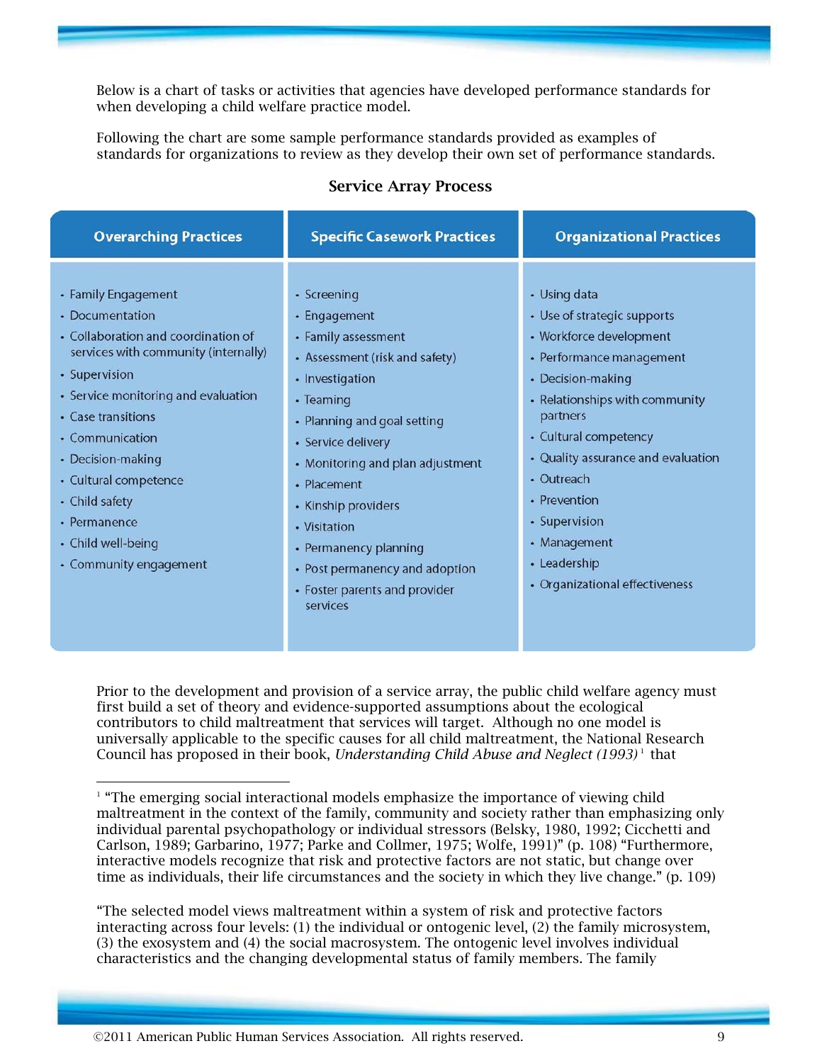Below is a chart of tasks or activities that agencies have developed performance standards for when developing a child welfare practice model.

Following the chart are some sample performance standards provided as examples of standards for organizations to review as they develop their own set of performance standards.

### Service Array Process

| Overarching Practices | Specific Casework Practices | Organizational Practices |
|---|---|---|
| • Family Engagement<br>• Documentation<br>• Collaboration and coordination of services with community (internally)<br>• Supervision<br>• Service monitoring and evaluation<br>• Case transitions<br>• Communication<br>• Decision-making<br>• Cultural competence<br>• Child safety<br>• Permanence<br>• Child well-being<br>• Community engagement | • Screening<br>• Engagement<br>• Family assessment<br>• Assessment (risk and safety)<br>• Investigation<br>• Teaming<br>• Planning and goal setting<br>• Service delivery<br>• Monitoring and plan adjustment<br>• Placement<br>• Kinship providers<br>• Visitation<br>• Permanency planning<br>• Post permanency and adoption<br>• Foster parents and provider services | • Using data<br>• Use of strategic supports<br>• Workforce development<br>• Performance management<br>• Decision-making<br>• Relationships with community partners<br>• Cultural competency<br>• Quality assurance and evaluation<br>• Outreach<br>• Prevention<br>• Supervision<br>• Management<br>• Leadership<br>• Organizational effectiveness |

Prior to the development and provision of a service array, the public child welfare agency must first build a set of theory and evidence-supported assumptions about the ecological contributors to child maltreatment that services will target. Although no one model is universally applicable to the specific causes for all child maltreatment, the National Research Council has proposed in their book, *Understanding Child Abuse and Neglect (1993)*[1] that

---

[1] "The emerging social interactional models emphasize the importance of viewing child maltreatment in the context of the family, community and society rather than emphasizing only individual parental psychopathology or individual stressors (Belsky, 1980, 1992; Cicchetti and Carlson, 1989; Garbarino, 1977; Parke and Collmer, 1975; Wolfe, 1991)" (p. 108) "Furthermore, interactive models recognize that risk and protective factors are not static, but change over time as individuals, their life circumstances and the society in which they live change." (p. 109)

"The selected model views maltreatment within a system of risk and protective factors interacting across four levels: (1) the individual or ontogenic level, (2) the family microsystem, (3) the exosystem and (4) the social macrosystem. The ontogenic level involves individual characteristics and the changing developmental status of family members. The family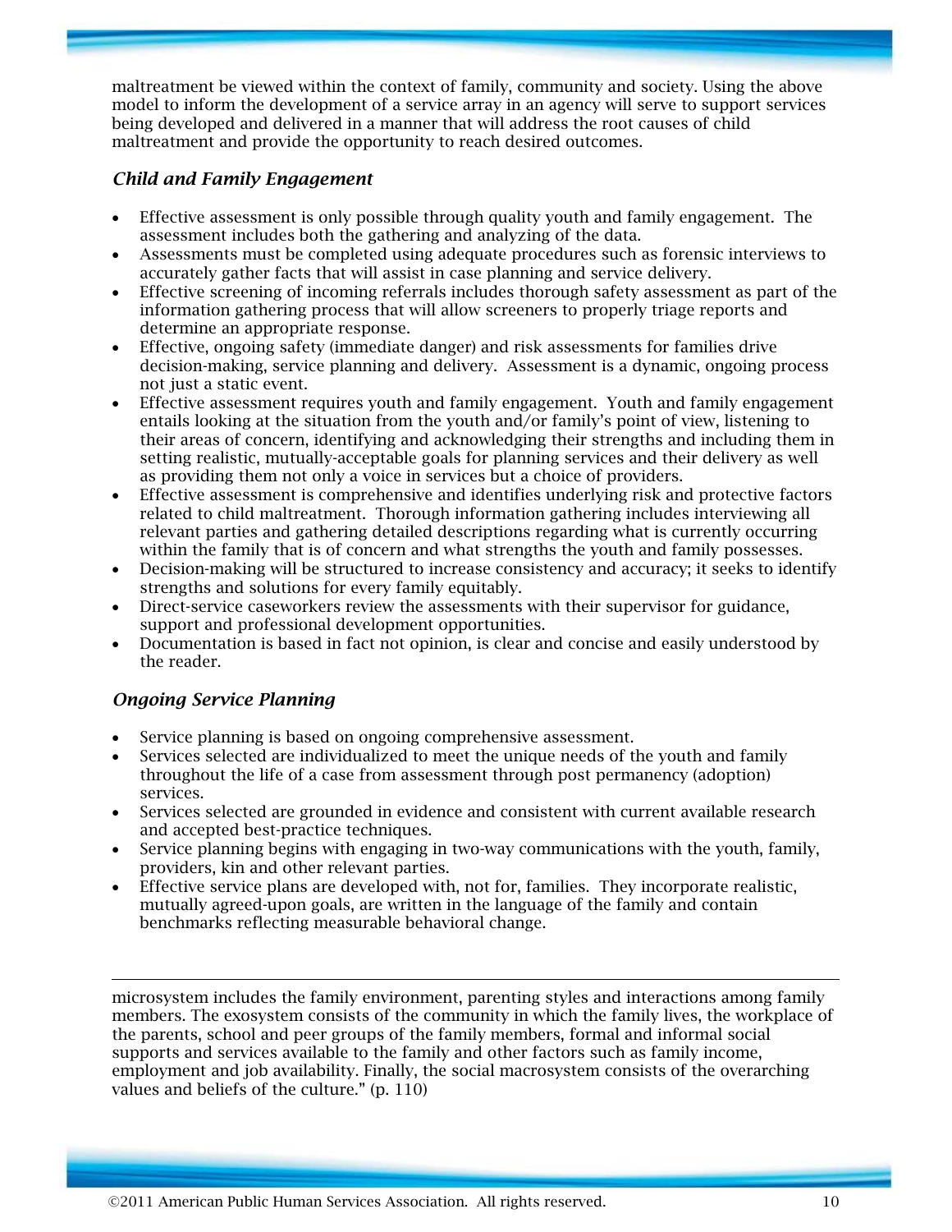maltreatment be viewed within the context of family, community and society. Using the above model to inform the development of a service array in an agency will serve to support services being developed and delivered in a manner that will address the root causes of child maltreatment and provide the opportunity to reach desired outcomes.

### *Child and Family Engagement*

- Effective assessment is only possible through quality youth and family engagement. The assessment includes both the gathering and analyzing of the data.
- Assessments must be completed using adequate procedures such as forensic interviews to accurately gather facts that will assist in case planning and service delivery.
- Effective screening of incoming referrals includes thorough safety assessment as part of the information gathering process that will allow screeners to properly triage reports and determine an appropriate response.
- Effective, ongoing safety (immediate danger) and risk assessments for families drive decision-making, service planning and delivery. Assessment is a dynamic, ongoing process not just a static event.
- Effective assessment requires youth and family engagement. Youth and family engagement entails looking at the situation from the youth and/or family's point of view, listening to their areas of concern, identifying and acknowledging their strengths and including them in setting realistic, mutually-acceptable goals for planning services and their delivery as well as providing them not only a voice in services but a choice of providers.
- Effective assessment is comprehensive and identifies underlying risk and protective factors related to child maltreatment. Thorough information gathering includes interviewing all relevant parties and gathering detailed descriptions regarding what is currently occurring within the family that is of concern and what strengths the youth and family possesses.
- Decision-making will be structured to increase consistency and accuracy; it seeks to identify strengths and solutions for every family equitably.
- Direct-service caseworkers review the assessments with their supervisor for guidance, support and professional development opportunities.
- Documentation is based in fact not opinion, is clear and concise and easily understood by the reader.

### *Ongoing Service Planning*

- Service planning is based on ongoing comprehensive assessment.
- Services selected are individualized to meet the unique needs of the youth and family throughout the life of a case from assessment through post permanency (adoption) services.
- Services selected are grounded in evidence and consistent with current available research and accepted best-practice techniques.
- Service planning begins with engaging in two-way communications with the youth, family, providers, kin and other relevant parties.
- Effective service plans are developed with, not for, families. They incorporate realistic, mutually agreed-upon goals, are written in the language of the family and contain benchmarks reflecting measurable behavioral change.

---

microsystem includes the family environment, parenting styles and interactions among family members. The exosystem consists of the community in which the family lives, the workplace of the parents, school and peer groups of the family members, formal and informal social supports and services available to the family and other factors such as family income, employment and job availability. Finally, the social macrosystem consists of the overarching values and beliefs of the culture." (p. 110)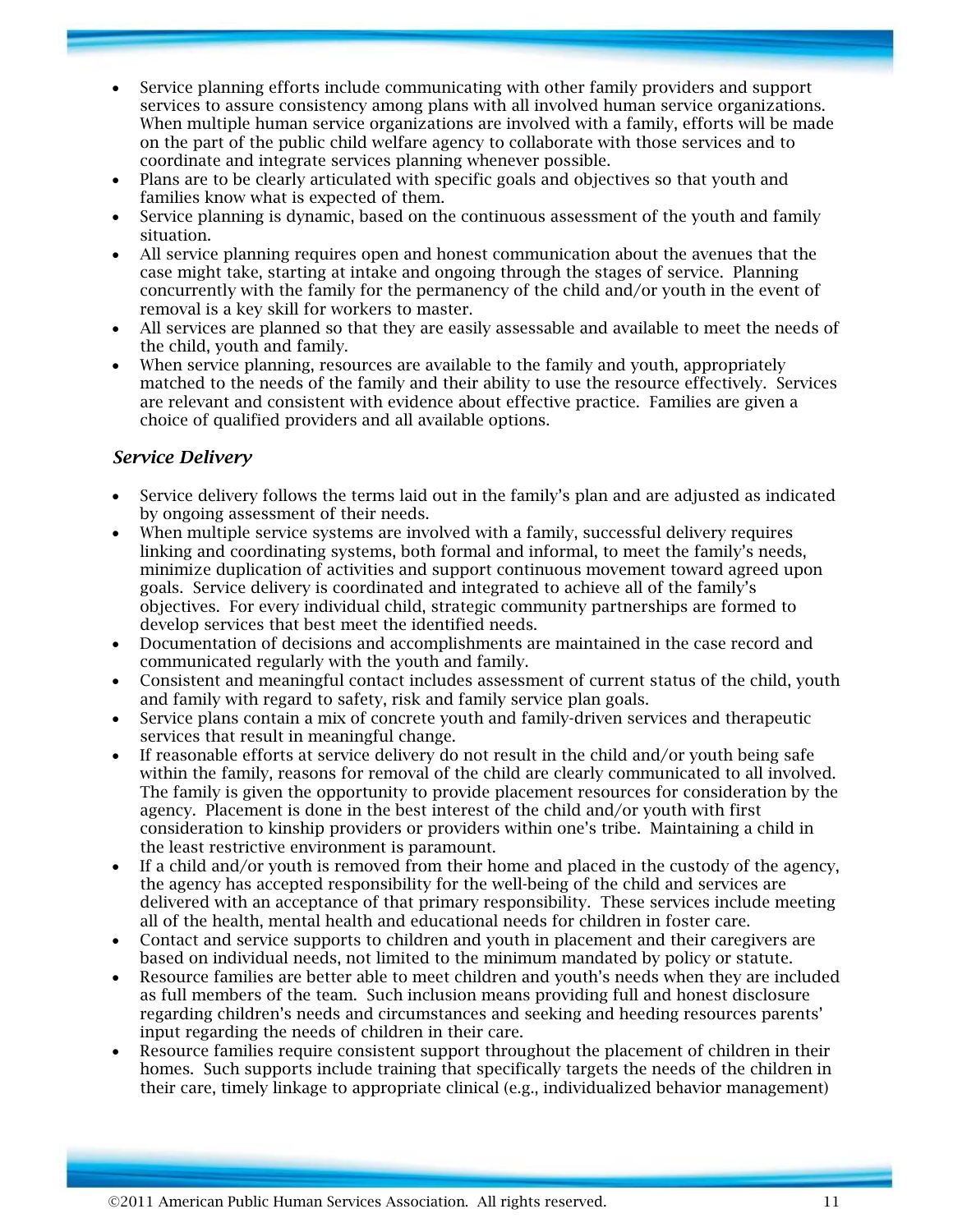- Service planning efforts include communicating with other family providers and support services to assure consistency among plans with all involved human service organizations. When multiple human service organizations are involved with a family, efforts will be made on the part of the public child welfare agency to collaborate with those services and to coordinate and integrate services planning whenever possible.
- Plans are to be clearly articulated with specific goals and objectives so that youth and families know what is expected of them.
- Service planning is dynamic, based on the continuous assessment of the youth and family situation.
- All service planning requires open and honest communication about the avenues that the case might take, starting at intake and ongoing through the stages of service. Planning concurrently with the family for the permanency of the child and/or youth in the event of removal is a key skill for workers to master.
- All services are planned so that they are easily assessable and available to meet the needs of the child, youth and family.
- When service planning, resources are available to the family and youth, appropriately matched to the needs of the family and their ability to use the resource effectively. Services are relevant and consistent with evidence about effective practice. Families are given a choice of qualified providers and all available options.

### *Service Delivery*

- Service delivery follows the terms laid out in the family's plan and are adjusted as indicated by ongoing assessment of their needs.
- When multiple service systems are involved with a family, successful delivery requires linking and coordinating systems, both formal and informal, to meet the family's needs, minimize duplication of activities and support continuous movement toward agreed upon goals. Service delivery is coordinated and integrated to achieve all of the family's objectives. For every individual child, strategic community partnerships are formed to develop services that best meet the identified needs.
- Documentation of decisions and accomplishments are maintained in the case record and communicated regularly with the youth and family.
- Consistent and meaningful contact includes assessment of current status of the child, youth and family with regard to safety, risk and family service plan goals.
- Service plans contain a mix of concrete youth and family-driven services and therapeutic services that result in meaningful change.
- If reasonable efforts at service delivery do not result in the child and/or youth being safe within the family, reasons for removal of the child are clearly communicated to all involved. The family is given the opportunity to provide placement resources for consideration by the agency. Placement is done in the best interest of the child and/or youth with first consideration to kinship providers or providers within one's tribe. Maintaining a child in the least restrictive environment is paramount.
- If a child and/or youth is removed from their home and placed in the custody of the agency, the agency has accepted responsibility for the well-being of the child and services are delivered with an acceptance of that primary responsibility. These services include meeting all of the health, mental health and educational needs for children in foster care.
- Contact and service supports to children and youth in placement and their caregivers are based on individual needs, not limited to the minimum mandated by policy or statute.
- Resource families are better able to meet children and youth's needs when they are included as full members of the team. Such inclusion means providing full and honest disclosure regarding children's needs and circumstances and seeking and heeding resources parents' input regarding the needs of children in their care.
- Resource families require consistent support throughout the placement of children in their homes. Such supports include training that specifically targets the needs of the children in their care, timely linkage to appropriate clinical (e.g., individualized behavior management)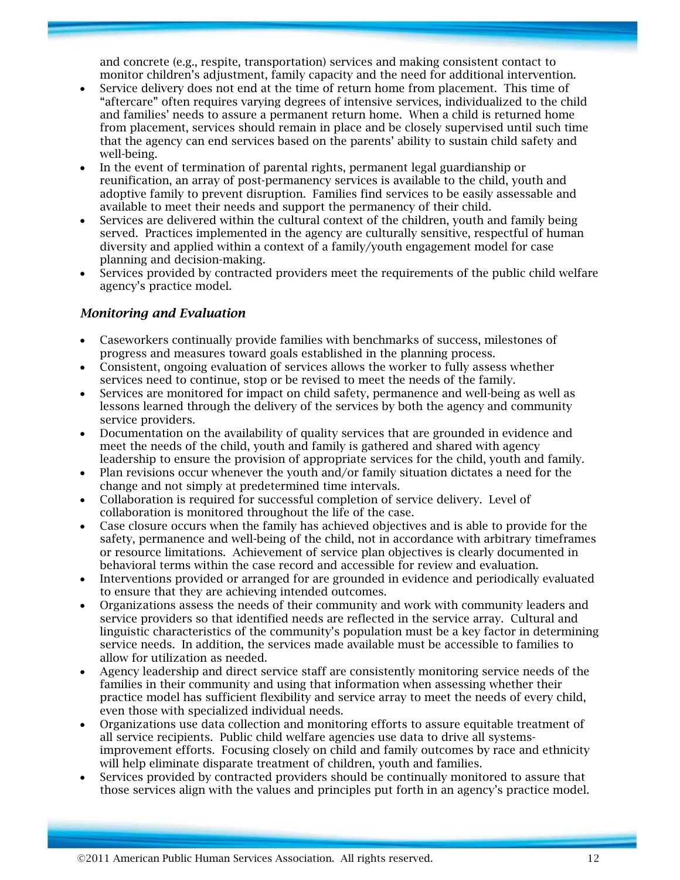and concrete (e.g., respite, transportation) services and making consistent contact to monitor children's adjustment, family capacity and the need for additional intervention.

- Service delivery does not end at the time of return home from placement. This time of "aftercare" often requires varying degrees of intensive services, individualized to the child and families' needs to assure a permanent return home. When a child is returned home from placement, services should remain in place and be closely supervised until such time that the agency can end services based on the parents' ability to sustain child safety and well-being.
- In the event of termination of parental rights, permanent legal guardianship or reunification, an array of post-permanency services is available to the child, youth and adoptive family to prevent disruption. Families find services to be easily assessable and available to meet their needs and support the permanency of their child.
- Services are delivered within the cultural context of the children, youth and family being served. Practices implemented in the agency are culturally sensitive, respectful of human diversity and applied within a context of a family/youth engagement model for case planning and decision-making.
- Services provided by contracted providers meet the requirements of the public child welfare agency's practice model.

### *Monitoring and Evaluation*

- Caseworkers continually provide families with benchmarks of success, milestones of progress and measures toward goals established in the planning process.
- Consistent, ongoing evaluation of services allows the worker to fully assess whether services need to continue, stop or be revised to meet the needs of the family.
- Services are monitored for impact on child safety, permanence and well-being as well as lessons learned through the delivery of the services by both the agency and community service providers.
- Documentation on the availability of quality services that are grounded in evidence and meet the needs of the child, youth and family is gathered and shared with agency leadership to ensure the provision of appropriate services for the child, youth and family.
- Plan revisions occur whenever the youth and/or family situation dictates a need for the change and not simply at predetermined time intervals.
- Collaboration is required for successful completion of service delivery. Level of collaboration is monitored throughout the life of the case.
- Case closure occurs when the family has achieved objectives and is able to provide for the safety, permanence and well-being of the child, not in accordance with arbitrary timeframes or resource limitations. Achievement of service plan objectives is clearly documented in behavioral terms within the case record and accessible for review and evaluation.
- Interventions provided or arranged for are grounded in evidence and periodically evaluated to ensure that they are achieving intended outcomes.
- Organizations assess the needs of their community and work with community leaders and service providers so that identified needs are reflected in the service array. Cultural and linguistic characteristics of the community's population must be a key factor in determining service needs. In addition, the services made available must be accessible to families to allow for utilization as needed.
- Agency leadership and direct service staff are consistently monitoring service needs of the families in their community and using that information when assessing whether their practice model has sufficient flexibility and service array to meet the needs of every child, even those with specialized individual needs.
- Organizations use data collection and monitoring efforts to assure equitable treatment of all service recipients. Public child welfare agencies use data to drive all systems-improvement efforts. Focusing closely on child and family outcomes by race and ethnicity will help eliminate disparate treatment of children, youth and families.
- Services provided by contracted providers should be continually monitored to assure that those services align with the values and principles put forth in an agency's practice model.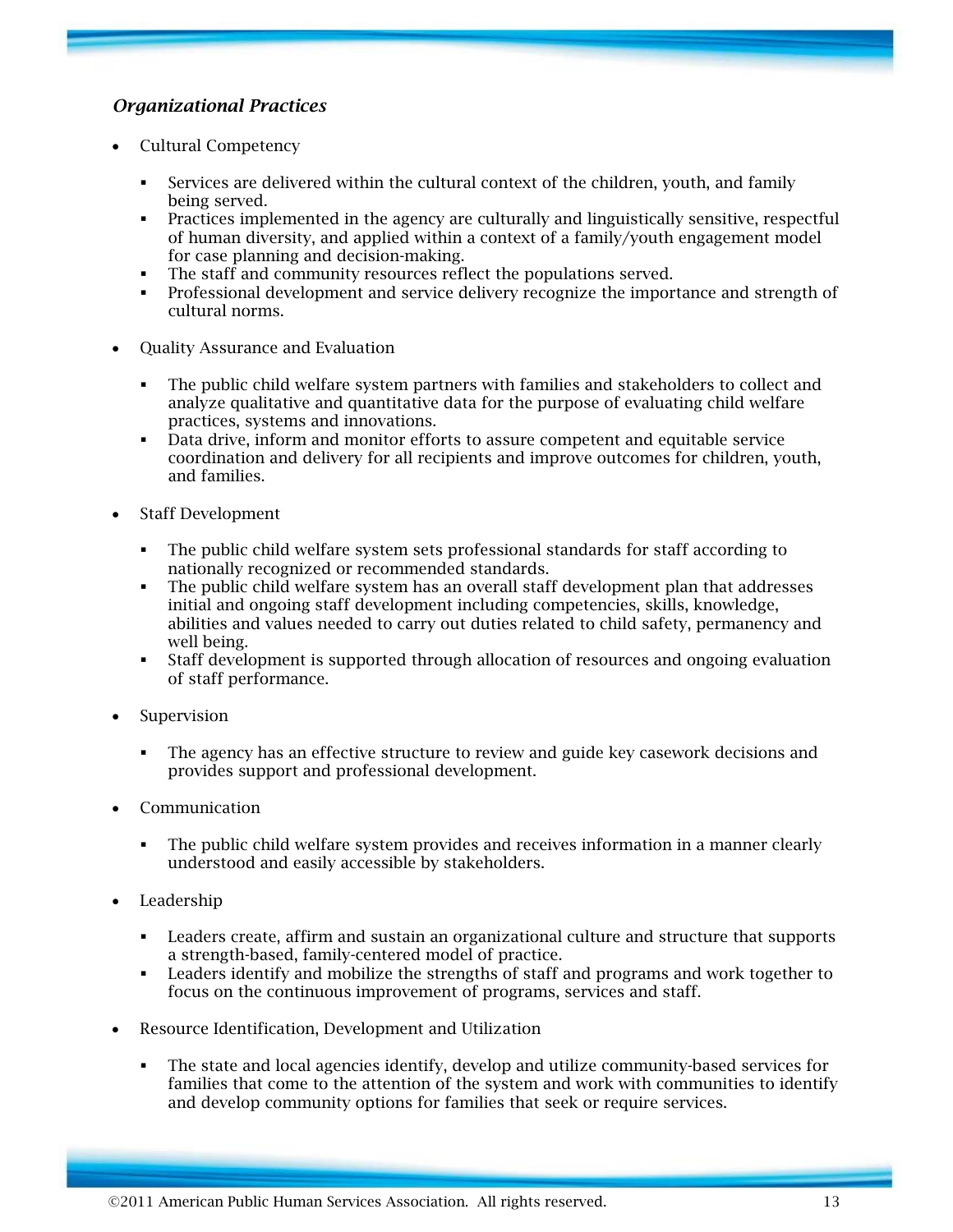*Organizational Practices*

- Cultural Competency
  - Services are delivered within the cultural context of the children, youth, and family being served.
  - Practices implemented in the agency are culturally and linguistically sensitive, respectful of human diversity, and applied within a context of a family/youth engagement model for case planning and decision-making.
  - The staff and community resources reflect the populations served.
  - Professional development and service delivery recognize the importance and strength of cultural norms.

- Quality Assurance and Evaluation
  - The public child welfare system partners with families and stakeholders to collect and analyze qualitative and quantitative data for the purpose of evaluating child welfare practices, systems and innovations.
  - Data drive, inform and monitor efforts to assure competent and equitable service coordination and delivery for all recipients and improve outcomes for children, youth, and families.

- Staff Development
  - The public child welfare system sets professional standards for staff according to nationally recognized or recommended standards.
  - The public child welfare system has an overall staff development plan that addresses initial and ongoing staff development including competencies, skills, knowledge, abilities and values needed to carry out duties related to child safety, permanency and well being.
  - Staff development is supported through allocation of resources and ongoing evaluation of staff performance.

- Supervision
  - The agency has an effective structure to review and guide key casework decisions and provides support and professional development.

- Communication
  - The public child welfare system provides and receives information in a manner clearly understood and easily accessible by stakeholders.

- Leadership
  - Leaders create, affirm and sustain an organizational culture and structure that supports a strength-based, family-centered model of practice.
  - Leaders identify and mobilize the strengths of staff and programs and work together to focus on the continuous improvement of programs, services and staff.

- Resource Identification, Development and Utilization
  - The state and local agencies identify, develop and utilize community-based services for families that come to the attention of the system and work with communities to identify and develop community options for families that seek or require services.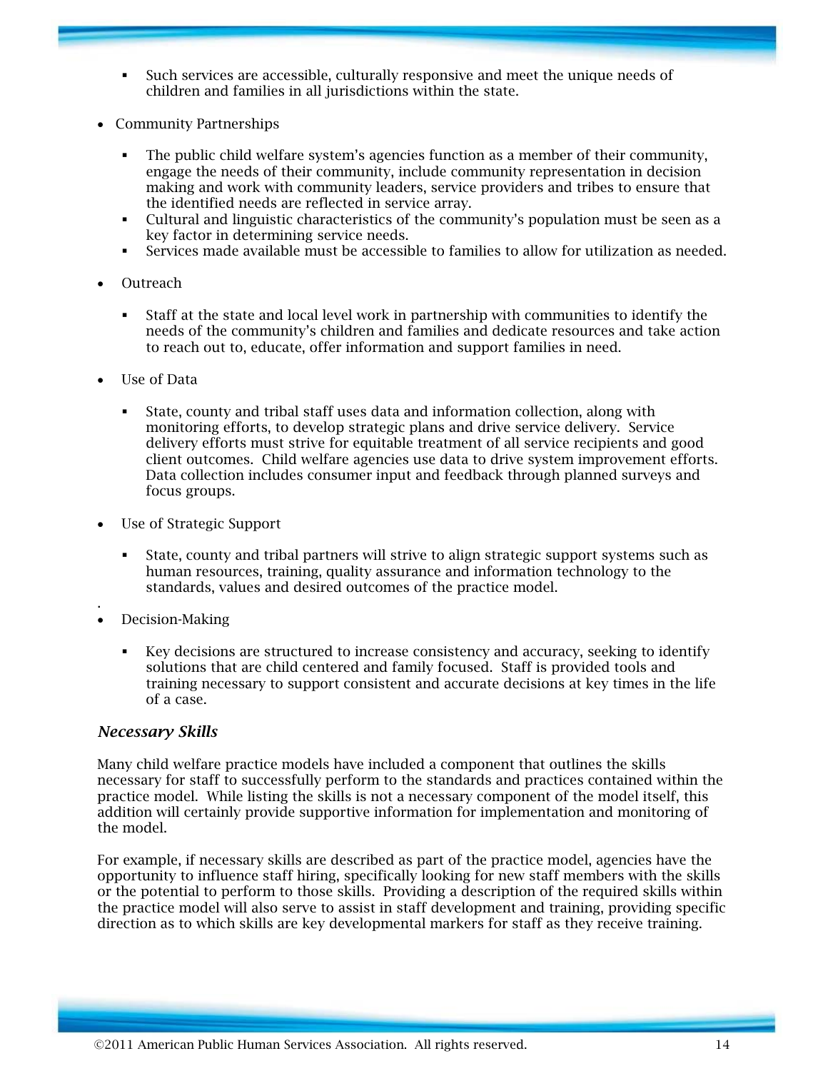- Such services are accessible, culturally responsive and meet the unique needs of children and families in all jurisdictions within the state.

- Community Partnerships

    - The public child welfare system's agencies function as a member of their community, engage the needs of their community, include community representation in decision making and work with community leaders, service providers and tribes to ensure that the identified needs are reflected in service array.
    - Cultural and linguistic characteristics of the community's population must be seen as a key factor in determining service needs.
    - Services made available must be accessible to families to allow for utilization as needed.

- Outreach

    - Staff at the state and local level work in partnership with communities to identify the needs of the community's children and families and dedicate resources and take action to reach out to, educate, offer information and support families in need.

- Use of Data

    - State, county and tribal staff uses data and information collection, along with monitoring efforts, to develop strategic plans and drive service delivery. Service delivery efforts must strive for equitable treatment of all service recipients and good client outcomes. Child welfare agencies use data to drive system improvement efforts. Data collection includes consumer input and feedback through planned surveys and focus groups.

- Use of Strategic Support

    - State, county and tribal partners will strive to align strategic support systems such as human resources, training, quality assurance and information technology to the standards, values and desired outcomes of the practice model.

- Decision-Making

    - Key decisions are structured to increase consistency and accuracy, seeking to identify solutions that are child centered and family focused. Staff is provided tools and training necessary to support consistent and accurate decisions at key times in the life of a case.

### *Necessary Skills*

Many child welfare practice models have included a component that outlines the skills necessary for staff to successfully perform to the standards and practices contained within the practice model. While listing the skills is not a necessary component of the model itself, this addition will certainly provide supportive information for implementation and monitoring of the model.

For example, if necessary skills are described as part of the practice model, agencies have the opportunity to influence staff hiring, specifically looking for new staff members with the skills or the potential to perform to those skills. Providing a description of the required skills within the practice model will also serve to assist in staff development and training, providing specific direction as to which skills are key developmental markers for staff as they receive training.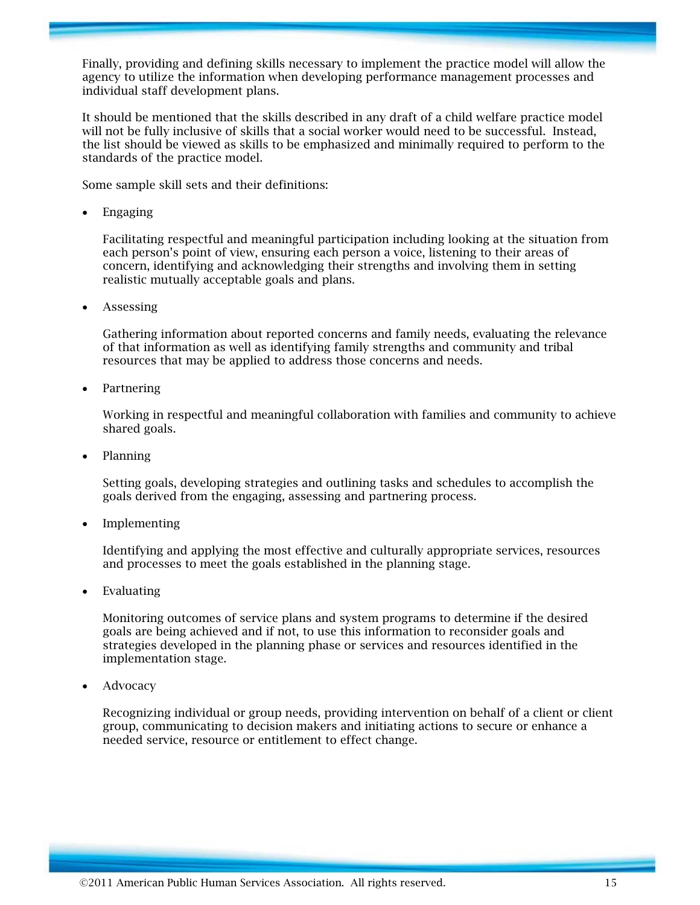Finally, providing and defining skills necessary to implement the practice model will allow the agency to utilize the information when developing performance management processes and individual staff development plans.

It should be mentioned that the skills described in any draft of a child welfare practice model will not be fully inclusive of skills that a social worker would need to be successful. Instead, the list should be viewed as skills to be emphasized and minimally required to perform to the standards of the practice model.

Some sample skill sets and their definitions:

- Engaging

  Facilitating respectful and meaningful participation including looking at the situation from each person's point of view, ensuring each person a voice, listening to their areas of concern, identifying and acknowledging their strengths and involving them in setting realistic mutually acceptable goals and plans.

- Assessing

  Gathering information about reported concerns and family needs, evaluating the relevance of that information as well as identifying family strengths and community and tribal resources that may be applied to address those concerns and needs.

- Partnering

  Working in respectful and meaningful collaboration with families and community to achieve shared goals.

- Planning

  Setting goals, developing strategies and outlining tasks and schedules to accomplish the goals derived from the engaging, assessing and partnering process.

- Implementing

  Identifying and applying the most effective and culturally appropriate services, resources and processes to meet the goals established in the planning stage.

- Evaluating

  Monitoring outcomes of service plans and system programs to determine if the desired goals are being achieved and if not, to use this information to reconsider goals and strategies developed in the planning phase or services and resources identified in the implementation stage.

- Advocacy

  Recognizing individual or group needs, providing intervention on behalf of a client or client group, communicating to decision makers and initiating actions to secure or enhance a needed service, resource or entitlement to effect change.

©2011 American Public Human Services Association. All rights reserved.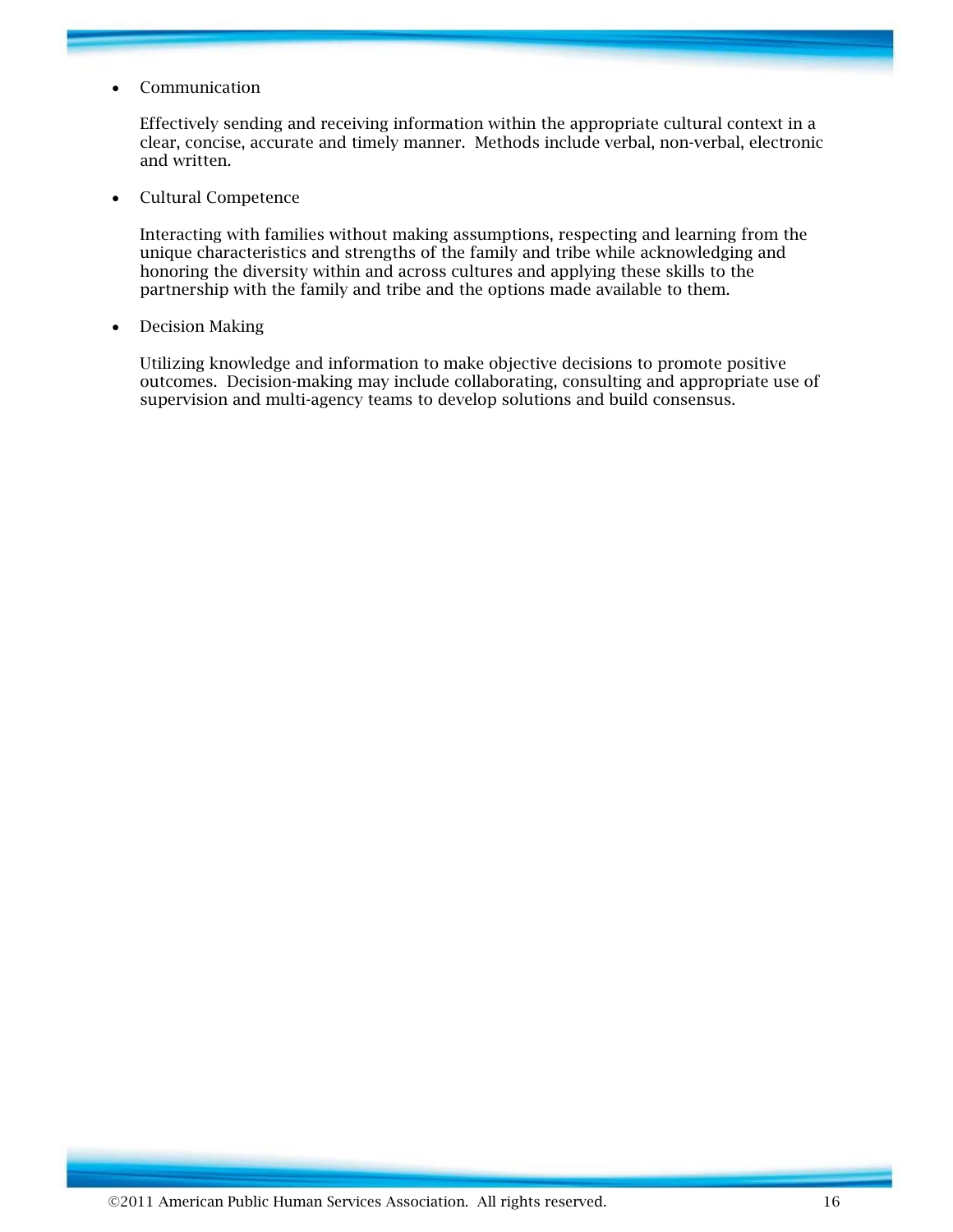- Communication

  Effectively sending and receiving information within the appropriate cultural context in a clear, concise, accurate and timely manner. Methods include verbal, non-verbal, electronic and written.

- Cultural Competence

  Interacting with families without making assumptions, respecting and learning from the unique characteristics and strengths of the family and tribe while acknowledging and honoring the diversity within and across cultures and applying these skills to the partnership with the family and tribe and the options made available to them.

- Decision Making

  Utilizing knowledge and information to make objective decisions to promote positive outcomes. Decision-making may include collaborating, consulting and appropriate use of supervision and multi-agency teams to develop solutions and build consensus.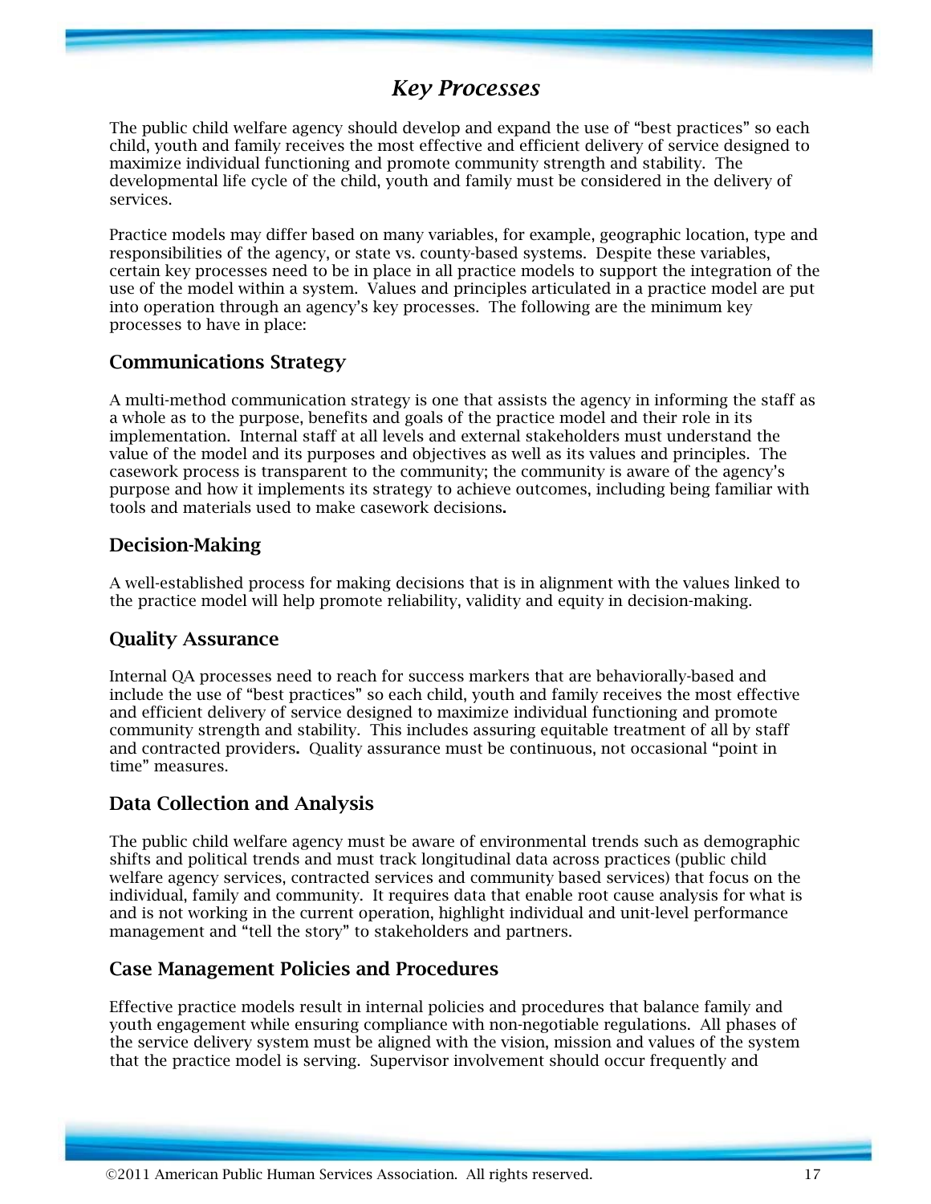## *Key Processes*

The public child welfare agency should develop and expand the use of "best practices" so each child, youth and family receives the most effective and efficient delivery of service designed to maximize individual functioning and promote community strength and stability. The developmental life cycle of the child, youth and family must be considered in the delivery of services.

Practice models may differ based on many variables, for example, geographic location, type and responsibilities of the agency, or state vs. county-based systems. Despite these variables, certain key processes need to be in place in all practice models to support the integration of the use of the model within a system. Values and principles articulated in a practice model are put into operation through an agency's key processes. The following are the minimum key processes to have in place:

### Communications Strategy

A multi-method communication strategy is one that assists the agency in informing the staff as a whole as to the purpose, benefits and goals of the practice model and their role in its implementation. Internal staff at all levels and external stakeholders must understand the value of the model and its purposes and objectives as well as its values and principles. The casework process is transparent to the community; the community is aware of the agency's purpose and how it implements its strategy to achieve outcomes, including being familiar with tools and materials used to make casework decisions.

### Decision-Making

A well-established process for making decisions that is in alignment with the values linked to the practice model will help promote reliability, validity and equity in decision-making.

### Quality Assurance

Internal QA processes need to reach for success markers that are behaviorally-based and include the use of "best practices" so each child, youth and family receives the most effective and efficient delivery of service designed to maximize individual functioning and promote community strength and stability. This includes assuring equitable treatment of all by staff and contracted providers. Quality assurance must be continuous, not occasional "point in time" measures.

### Data Collection and Analysis

The public child welfare agency must be aware of environmental trends such as demographic shifts and political trends and must track longitudinal data across practices (public child welfare agency services, contracted services and community based services) that focus on the individual, family and community. It requires data that enable root cause analysis for what is and is not working in the current operation, highlight individual and unit-level performance management and "tell the story" to stakeholders and partners.

### Case Management Policies and Procedures

Effective practice models result in internal policies and procedures that balance family and youth engagement while ensuring compliance with non-negotiable regulations. All phases of the service delivery system must be aligned with the vision, mission and values of the system that the practice model is serving. Supervisor involvement should occur frequently and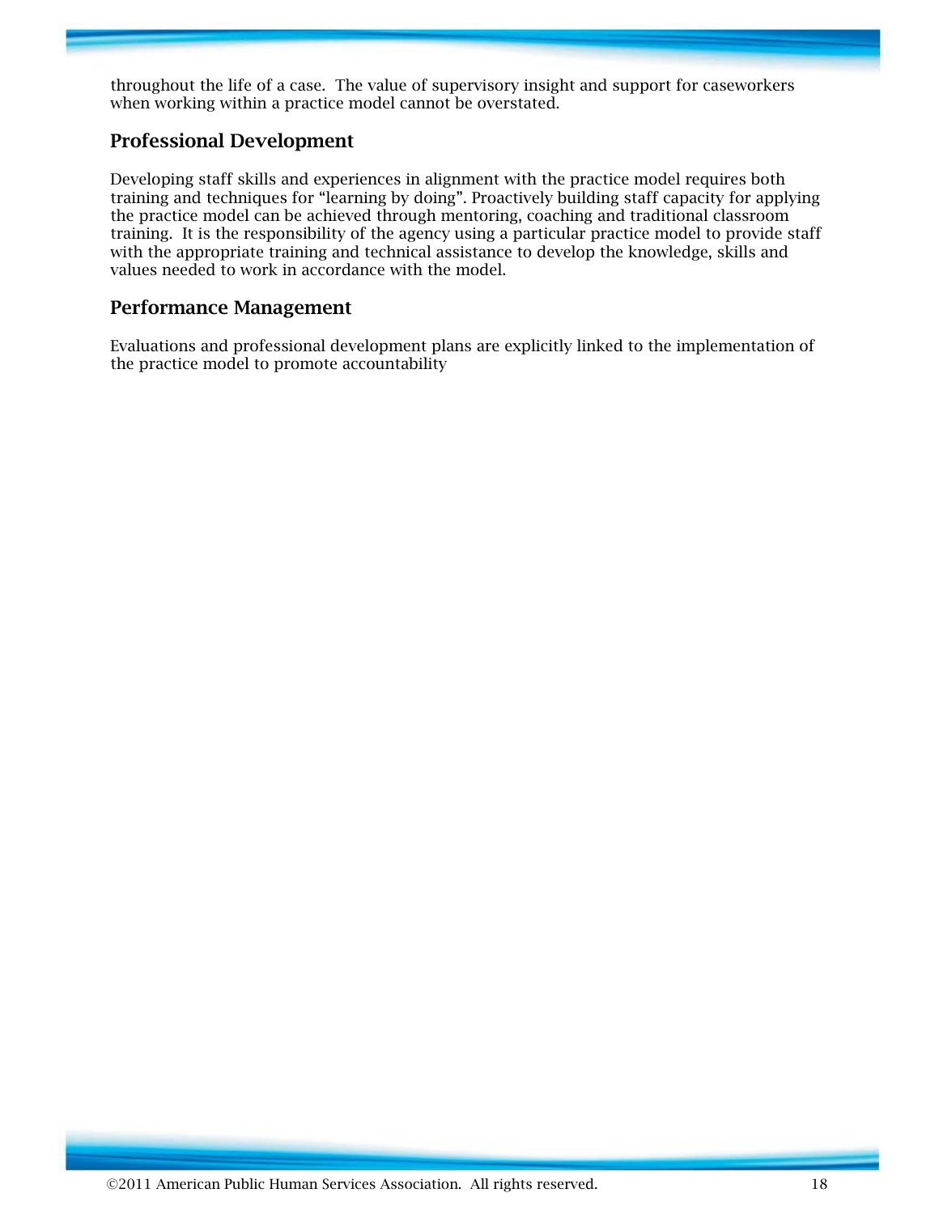throughout the life of a case. The value of supervisory insight and support for caseworkers when working within a practice model cannot be overstated.

## Professional Development

Developing staff skills and experiences in alignment with the practice model requires both training and techniques for "learning by doing". Proactively building staff capacity for applying the practice model can be achieved through mentoring, coaching and traditional classroom training. It is the responsibility of the agency using a particular practice model to provide staff with the appropriate training and technical assistance to develop the knowledge, skills and values needed to work in accordance with the model.

## Performance Management

Evaluations and professional development plans are explicitly linked to the implementation of the practice model to promote accountability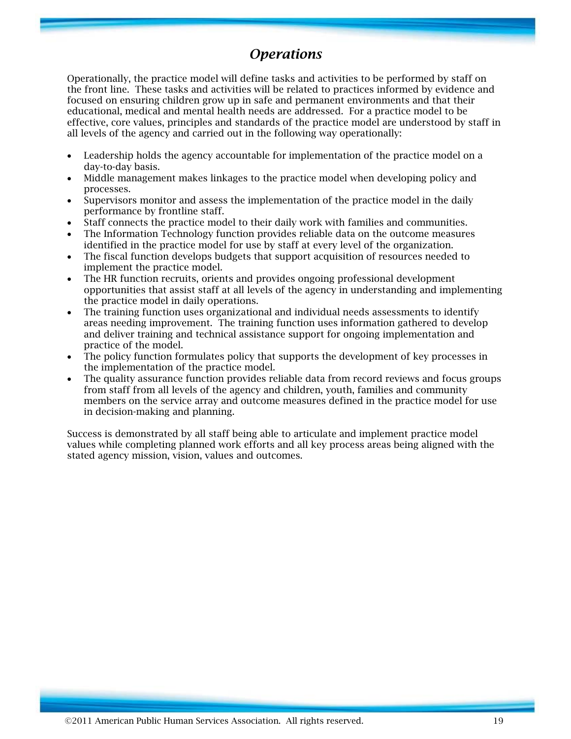## *Operations*

Operationally, the practice model will define tasks and activities to be performed by staff on the front line. These tasks and activities will be related to practices informed by evidence and focused on ensuring children grow up in safe and permanent environments and that their educational, medical and mental health needs are addressed. For a practice model to be effective, core values, principles and standards of the practice model are understood by staff in all levels of the agency and carried out in the following way operationally:

- Leadership holds the agency accountable for implementation of the practice model on a day-to-day basis.
- Middle management makes linkages to the practice model when developing policy and processes.
- Supervisors monitor and assess the implementation of the practice model in the daily performance by frontline staff.
- Staff connects the practice model to their daily work with families and communities.
- The Information Technology function provides reliable data on the outcome measures identified in the practice model for use by staff at every level of the organization.
- The fiscal function develops budgets that support acquisition of resources needed to implement the practice model.
- The HR function recruits, orients and provides ongoing professional development opportunities that assist staff at all levels of the agency in understanding and implementing the practice model in daily operations.
- The training function uses organizational and individual needs assessments to identify areas needing improvement. The training function uses information gathered to develop and deliver training and technical assistance support for ongoing implementation and practice of the model.
- The policy function formulates policy that supports the development of key processes in the implementation of the practice model.
- The quality assurance function provides reliable data from record reviews and focus groups from staff from all levels of the agency and children, youth, families and community members on the service array and outcome measures defined in the practice model for use in decision-making and planning.

Success is demonstrated by all staff being able to articulate and implement practice model values while completing planned work efforts and all key process areas being aligned with the stated agency mission, vision, values and outcomes.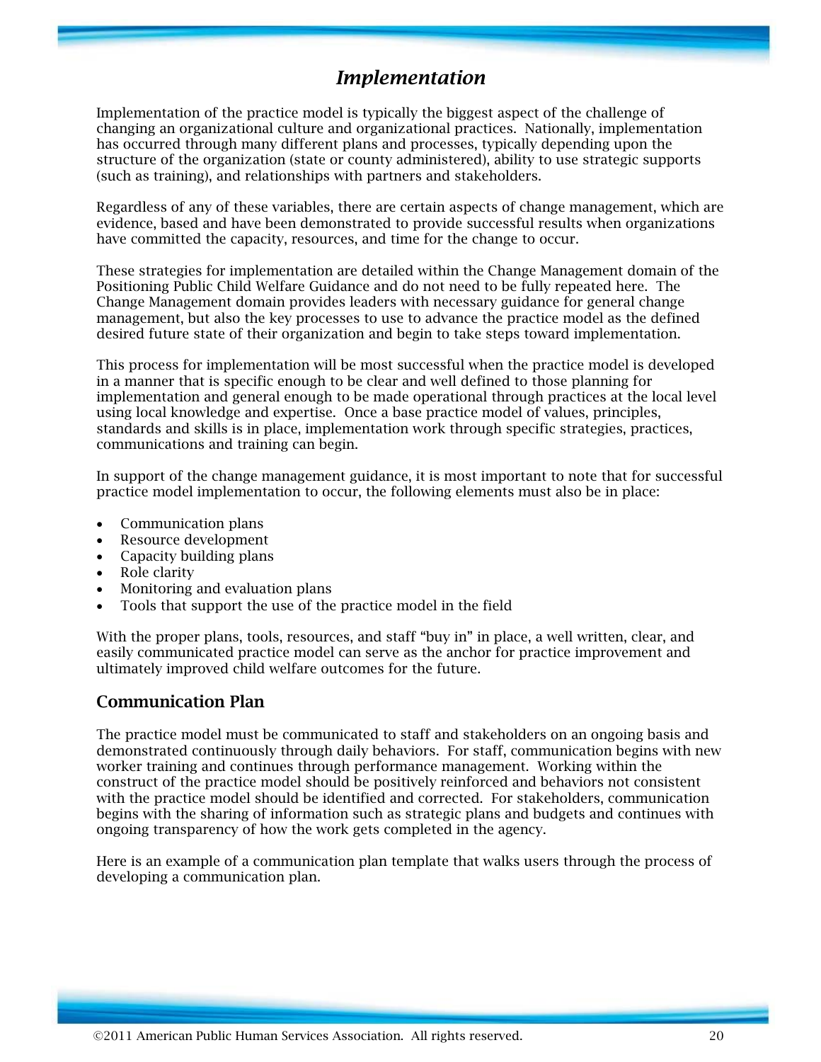# *Implementation*

Implementation of the practice model is typically the biggest aspect of the challenge of changing an organizational culture and organizational practices. Nationally, implementation has occurred through many different plans and processes, typically depending upon the structure of the organization (state or county administered), ability to use strategic supports (such as training), and relationships with partners and stakeholders.

Regardless of any of these variables, there are certain aspects of change management, which are evidence, based and have been demonstrated to provide successful results when organizations have committed the capacity, resources, and time for the change to occur.

These strategies for implementation are detailed within the Change Management domain of the Positioning Public Child Welfare Guidance and do not need to be fully repeated here. The Change Management domain provides leaders with necessary guidance for general change management, but also the key processes to use to advance the practice model as the defined desired future state of their organization and begin to take steps toward implementation.

This process for implementation will be most successful when the practice model is developed in a manner that is specific enough to be clear and well defined to those planning for implementation and general enough to be made operational through practices at the local level using local knowledge and expertise. Once a base practice model of values, principles, standards and skills is in place, implementation work through specific strategies, practices, communications and training can begin.

In support of the change management guidance, it is most important to note that for successful practice model implementation to occur, the following elements must also be in place:

- Communication plans
- Resource development
- Capacity building plans
- Role clarity
- Monitoring and evaluation plans
- Tools that support the use of the practice model in the field

With the proper plans, tools, resources, and staff "buy in" in place, a well written, clear, and easily communicated practice model can serve as the anchor for practice improvement and ultimately improved child welfare outcomes for the future.

## Communication Plan

The practice model must be communicated to staff and stakeholders on an ongoing basis and demonstrated continuously through daily behaviors. For staff, communication begins with new worker training and continues through performance management. Working within the construct of the practice model should be positively reinforced and behaviors not consistent with the practice model should be identified and corrected. For stakeholders, communication begins with the sharing of information such as strategic plans and budgets and continues with ongoing transparency of how the work gets completed in the agency.

Here is an example of a communication plan template that walks users through the process of developing a communication plan.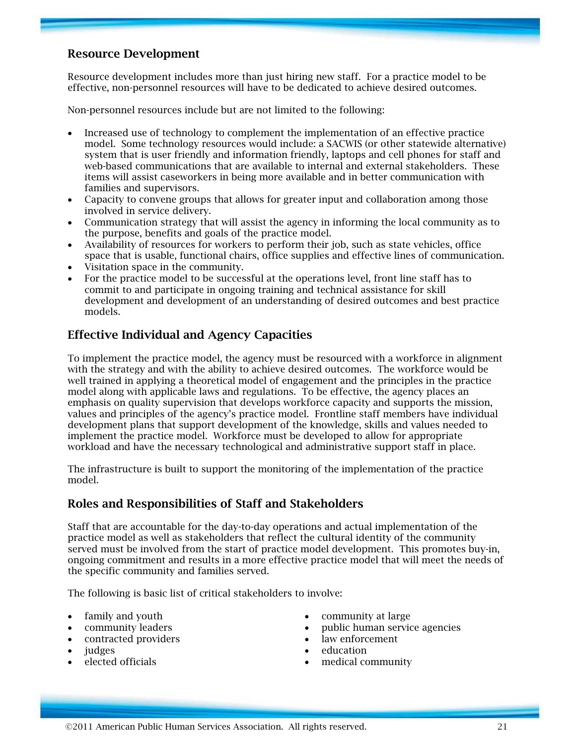## Resource Development

Resource development includes more than just hiring new staff. For a practice model to be effective, non-personnel resources will have to be dedicated to achieve desired outcomes.

Non-personnel resources include but are not limited to the following:

- Increased use of technology to complement the implementation of an effective practice model. Some technology resources would include: a SACWIS (or other statewide alternative) system that is user friendly and information friendly, laptops and cell phones for staff and web-based communications that are available to internal and external stakeholders. These items will assist caseworkers in being more available and in better communication with families and supervisors.
- Capacity to convene groups that allows for greater input and collaboration among those involved in service delivery.
- Communication strategy that will assist the agency in informing the local community as to the purpose, benefits and goals of the practice model.
- Availability of resources for workers to perform their job, such as state vehicles, office space that is usable, functional chairs, office supplies and effective lines of communication.
- Visitation space in the community.
- For the practice model to be successful at the operations level, front line staff has to commit to and participate in ongoing training and technical assistance for skill development and development of an understanding of desired outcomes and best practice models.

## Effective Individual and Agency Capacities

To implement the practice model, the agency must be resourced with a workforce in alignment with the strategy and with the ability to achieve desired outcomes. The workforce would be well trained in applying a theoretical model of engagement and the principles in the practice model along with applicable laws and regulations. To be effective, the agency places an emphasis on quality supervision that develops workforce capacity and supports the mission, values and principles of the agency's practice model. Frontline staff members have individual development plans that support development of the knowledge, skills and values needed to implement the practice model. Workforce must be developed to allow for appropriate workload and have the necessary technological and administrative support staff in place.

The infrastructure is built to support the monitoring of the implementation of the practice model.

## Roles and Responsibilities of Staff and Stakeholders

Staff that are accountable for the day-to-day operations and actual implementation of the practice model as well as stakeholders that reflect the cultural identity of the community served must be involved from the start of practice model development. This promotes buy-in, ongoing commitment and results in a more effective practice model that will meet the needs of the specific community and families served.

The following is basic list of critical stakeholders to involve:

- family and youth
- community leaders
- contracted providers
- judges
- elected officials
- community at large
- public human service agencies
- law enforcement
- education
- medical community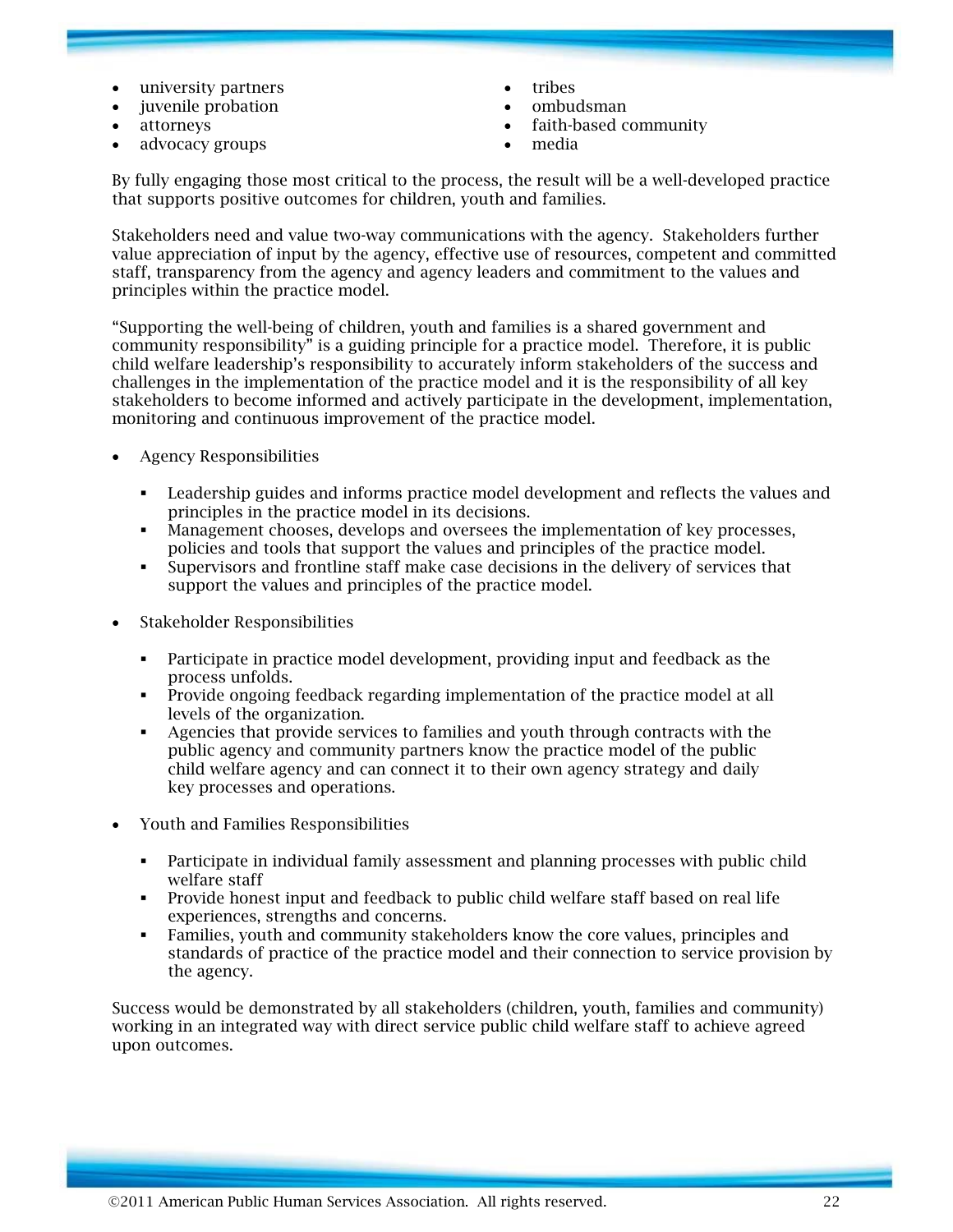- university partners
- juvenile probation
- attorneys
- advocacy groups
- tribes
- ombudsman
- faith-based community
- media

By fully engaging those most critical to the process, the result will be a well-developed practice that supports positive outcomes for children, youth and families.

Stakeholders need and value two-way communications with the agency. Stakeholders further value appreciation of input by the agency, effective use of resources, competent and committed staff, transparency from the agency and agency leaders and commitment to the values and principles within the practice model.

"Supporting the well-being of children, youth and families is a shared government and community responsibility" is a guiding principle for a practice model. Therefore, it is public child welfare leadership's responsibility to accurately inform stakeholders of the success and challenges in the implementation of the practice model and it is the responsibility of all key stakeholders to become informed and actively participate in the development, implementation, monitoring and continuous improvement of the practice model.

- Agency Responsibilities
  - Leadership guides and informs practice model development and reflects the values and principles in the practice model in its decisions.
  - Management chooses, develops and oversees the implementation of key processes, policies and tools that support the values and principles of the practice model.
  - Supervisors and frontline staff make case decisions in the delivery of services that support the values and principles of the practice model.

- Stakeholder Responsibilities
  - Participate in practice model development, providing input and feedback as the process unfolds.
  - Provide ongoing feedback regarding implementation of the practice model at all levels of the organization.
  - Agencies that provide services to families and youth through contracts with the public agency and community partners know the practice model of the public child welfare agency and can connect it to their own agency strategy and daily key processes and operations.

- Youth and Families Responsibilities
  - Participate in individual family assessment and planning processes with public child welfare staff
  - Provide honest input and feedback to public child welfare staff based on real life experiences, strengths and concerns.
  - Families, youth and community stakeholders know the core values, principles and standards of practice of the practice model and their connection to service provision by the agency.

Success would be demonstrated by all stakeholders (children, youth, families and community) working in an integrated way with direct service public child welfare staff to achieve agreed upon outcomes.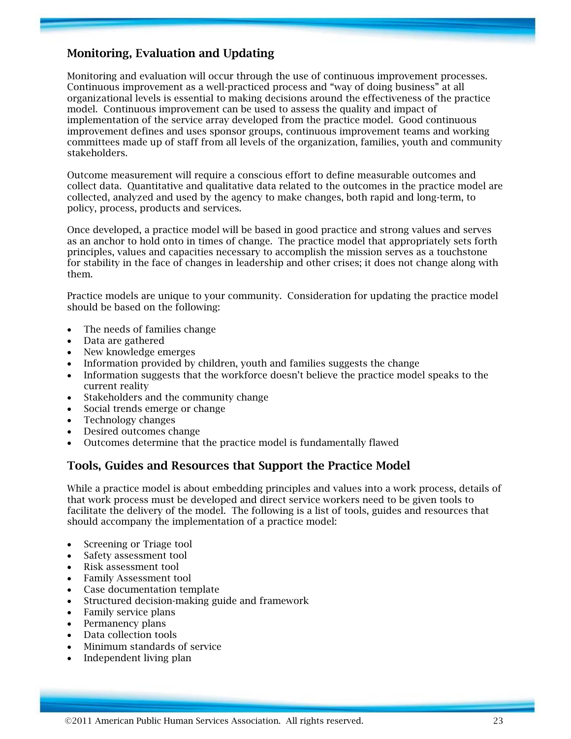## Monitoring, Evaluation and Updating

Monitoring and evaluation will occur through the use of continuous improvement processes. Continuous improvement as a well-practiced process and "way of doing business" at all organizational levels is essential to making decisions around the effectiveness of the practice model. Continuous improvement can be used to assess the quality and impact of implementation of the service array developed from the practice model. Good continuous improvement defines and uses sponsor groups, continuous improvement teams and working committees made up of staff from all levels of the organization, families, youth and community stakeholders.

Outcome measurement will require a conscious effort to define measurable outcomes and collect data. Quantitative and qualitative data related to the outcomes in the practice model are collected, analyzed and used by the agency to make changes, both rapid and long-term, to policy, process, products and services.

Once developed, a practice model will be based in good practice and strong values and serves as an anchor to hold onto in times of change. The practice model that appropriately sets forth principles, values and capacities necessary to accomplish the mission serves as a touchstone for stability in the face of changes in leadership and other crises; it does not change along with them.

Practice models are unique to your community. Consideration for updating the practice model should be based on the following:

- The needs of families change
- Data are gathered
- New knowledge emerges
- Information provided by children, youth and families suggests the change
- Information suggests that the workforce doesn't believe the practice model speaks to the current reality
- Stakeholders and the community change
- Social trends emerge or change
- Technology changes
- Desired outcomes change
- Outcomes determine that the practice model is fundamentally flawed

## Tools, Guides and Resources that Support the Practice Model

While a practice model is about embedding principles and values into a work process, details of that work process must be developed and direct service workers need to be given tools to facilitate the delivery of the model. The following is a list of tools, guides and resources that should accompany the implementation of a practice model:

- Screening or Triage tool
- Safety assessment tool
- Risk assessment tool
- Family Assessment tool
- Case documentation template
- Structured decision-making guide and framework
- Family service plans
- Permanency plans
- Data collection tools
- Minimum standards of service
- Independent living plan

©2011 American Public Human Services Association. All rights reserved.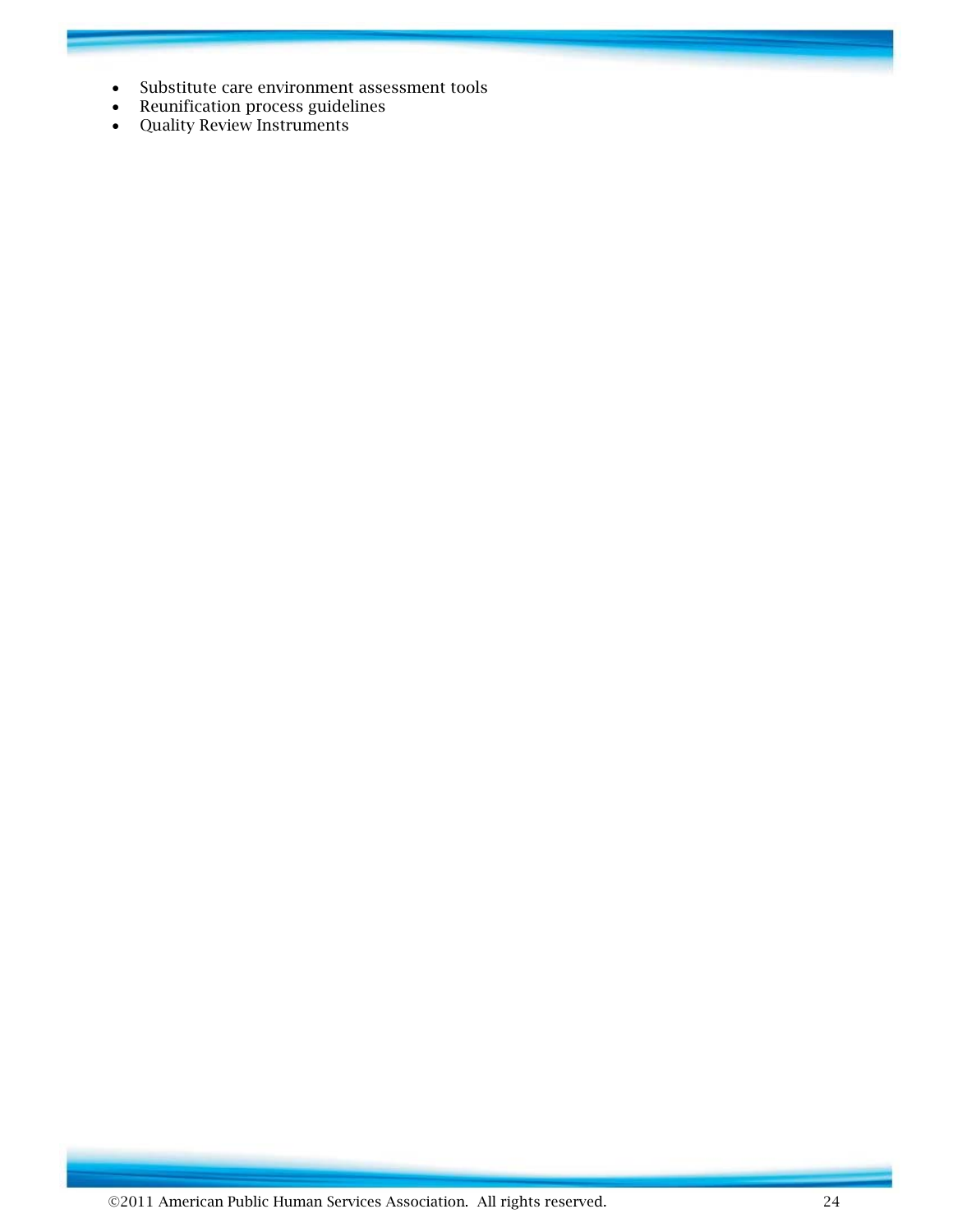- Substitute care environment assessment tools
- Reunification process guidelines
- Quality Review Instruments